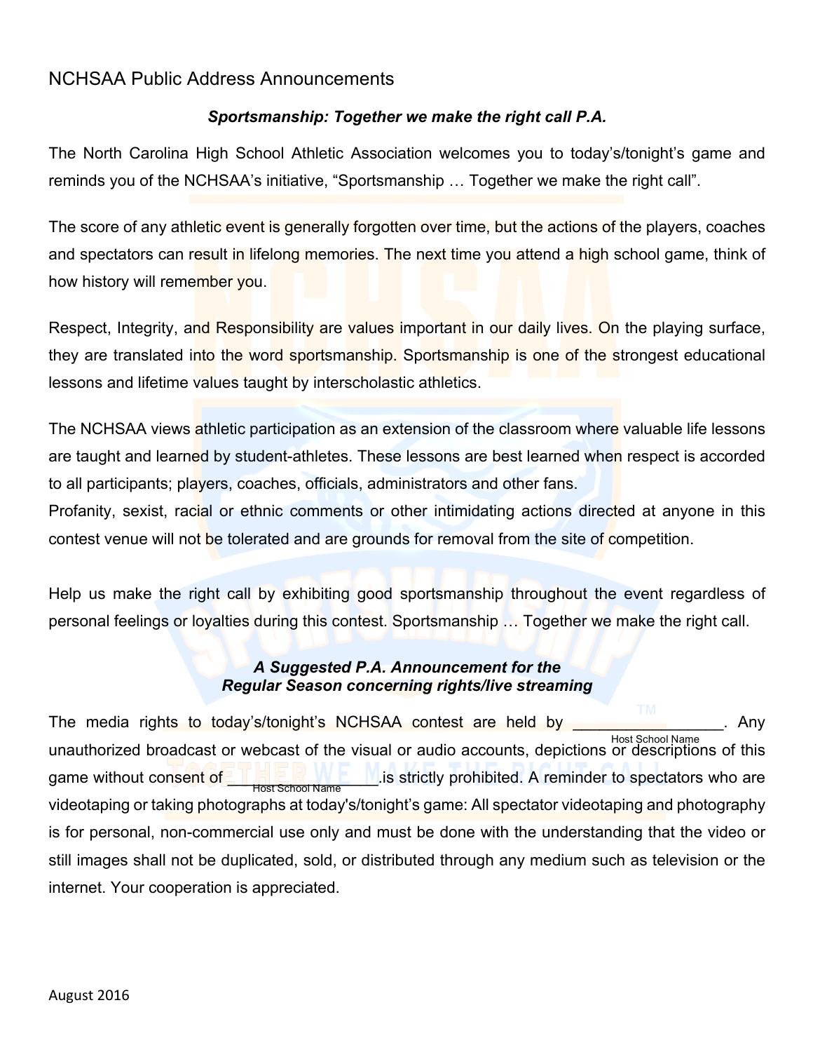# NCHSAA Public Address Announcements

***Sportsmanship: Together we make the right call P.A.***

The North Carolina High School Athletic Association welcomes you to today's/tonight's game and reminds you of the NCHSAA's initiative, "Sportsmanship … Together we make the right call".

The score of any athletic event is generally forgotten over time, but the actions of the players, coaches and spectators can result in lifelong memories. The next time you attend a high school game, think of how history will remember you.

Respect, Integrity, and Responsibility are values important in our daily lives. On the playing surface, they are translated into the word sportsmanship. Sportsmanship is one of the strongest educational lessons and lifetime values taught by interscholastic athletics.

The NCHSAA views athletic participation as an extension of the classroom where valuable life lessons are taught and learned by student-athletes. These lessons are best learned when respect is accorded to all participants; players, coaches, officials, administrators and other fans.
Profanity, sexist, racial or ethnic comments or other intimidating actions directed at anyone in this contest venue will not be tolerated and are grounds for removal from the site of competition.

Help us make the right call by exhibiting good sportsmanship throughout the event regardless of personal feelings or loyalties during this contest. Sportsmanship … Together we make the right call.

***A Suggested P.A. Announcement for the Regular Season concerning rights/live streaming***

The media rights to today's/tonight's NCHSAA contest are held by ________________ (Host School Name). Any unauthorized broadcast or webcast of the visual or audio accounts, depictions or descriptions of this game without consent of ________________ (Host School Name) is strictly prohibited. A reminder to spectators who are videotaping or taking photographs at today's/tonight's game: All spectator videotaping and photography is for personal, non-commercial use only and must be done with the understanding that the video or still images shall not be duplicated, sold, or distributed through any medium such as television or the internet. Your cooperation is appreciated.

August 2016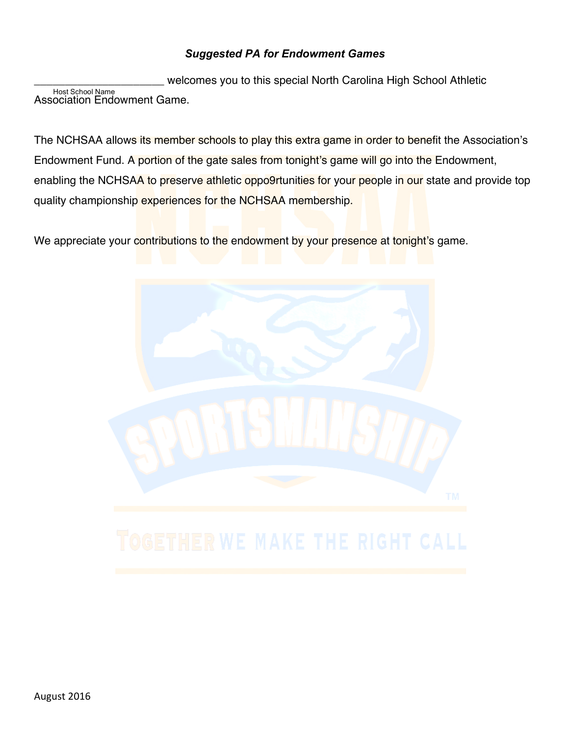***Suggested PA for Endowment Games***

____________________ welcomes you to this special North Carolina High School Athletic Association Endowment Game.
Host School Name

The NCHSAA allows its member schools to play this extra game in order to benefit the Association's Endowment Fund. A portion of the gate sales from tonight's game will go into the Endowment, enabling the NCHSAA to preserve athletic oppo9rtunities for your people in our state and provide top quality championship experiences for the NCHSAA membership.

We appreciate your contributions to the endowment by your presence at tonight's game.

August 2016